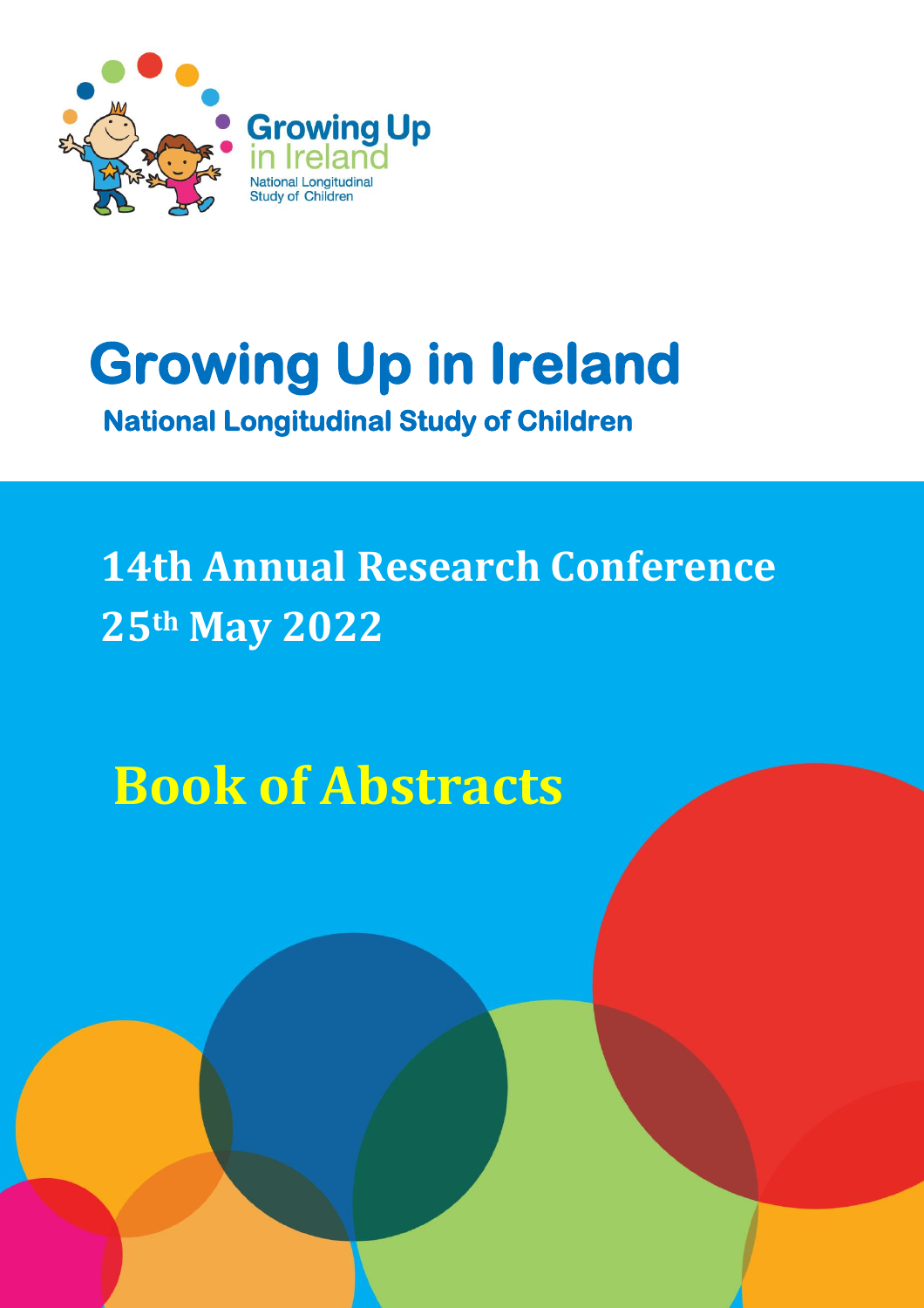Growing Up in Ireland

National Longitudinal Study of Children

# Growing Up in Ireland

## National Longitudinal Study of Children

## 14th Annual Research Conference 25th May 2022

# Book of Abstracts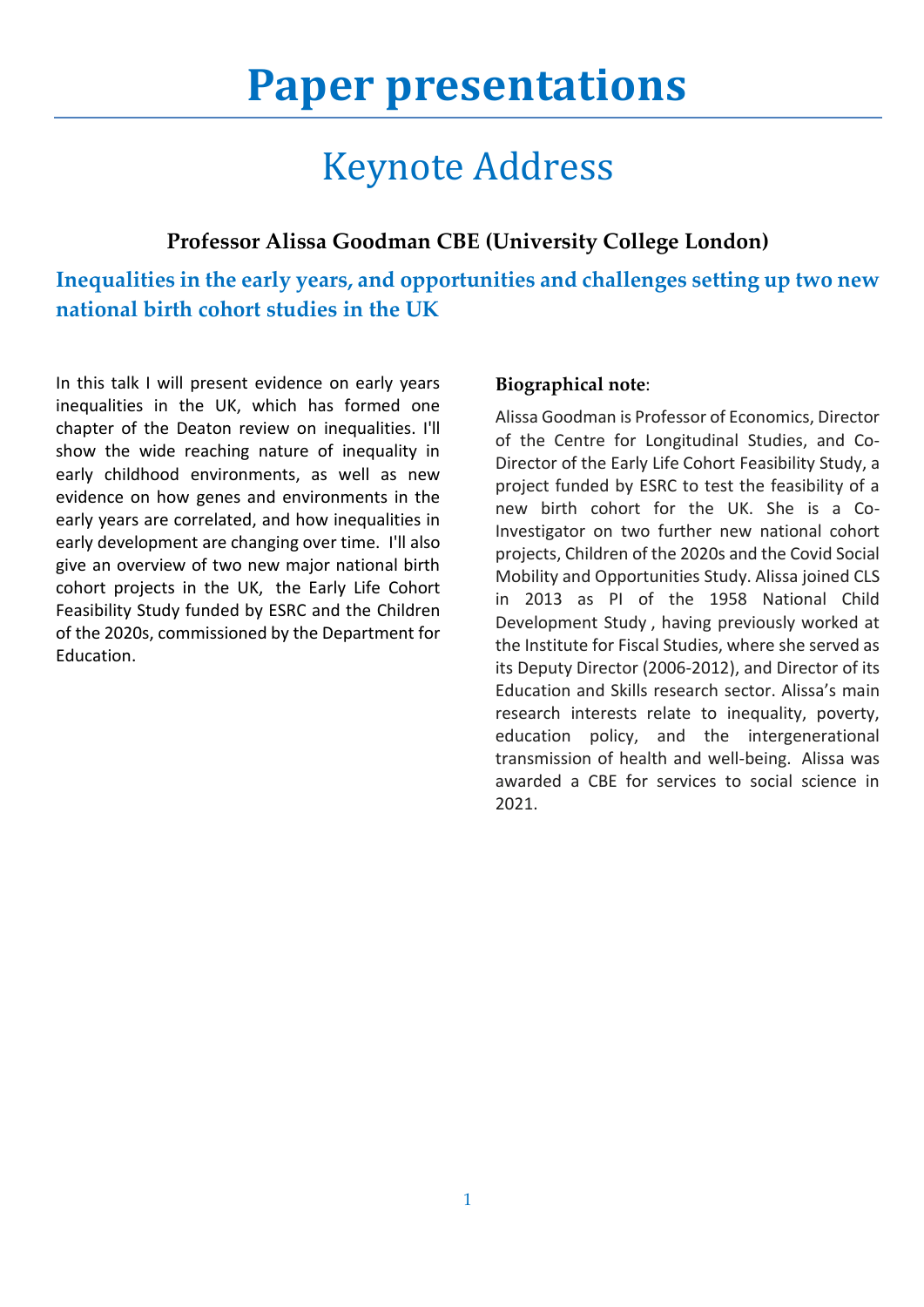# Paper presentations

## Keynote Address

### Professor Alissa Goodman CBE (University College London)

### Inequalities in the early years, and opportunities and challenges setting up two new national birth cohort studies in the UK

In this talk I will present evidence on early years inequalities in the UK, which has formed one chapter of the Deaton review on inequalities. I'll show the wide reaching nature of inequality in early childhood environments, as well as new evidence on how genes and environments in the early years are correlated, and how inequalities in early development are changing over time. I'll also give an overview of two new major national birth cohort projects in the UK, the Early Life Cohort Feasibility Study funded by ESRC and the Children of the 2020s, commissioned by the Department for Education.

**Biographical note**:

Alissa Goodman is Professor of Economics, Director of the Centre for Longitudinal Studies, and Co-Director of the Early Life Cohort Feasibility Study, a project funded by ESRC to test the feasibility of a new birth cohort for the UK. She is a Co-Investigator on two further new national cohort projects, Children of the 2020s and the Covid Social Mobility and Opportunities Study. Alissa joined CLS in 2013 as PI of the 1958 National Child Development Study , having previously worked at the Institute for Fiscal Studies, where she served as its Deputy Director (2006-2012), and Director of its Education and Skills research sector. Alissa's main research interests relate to inequality, poverty, education policy, and the intergenerational transmission of health and well-being. Alissa was awarded a CBE for services to social science in 2021.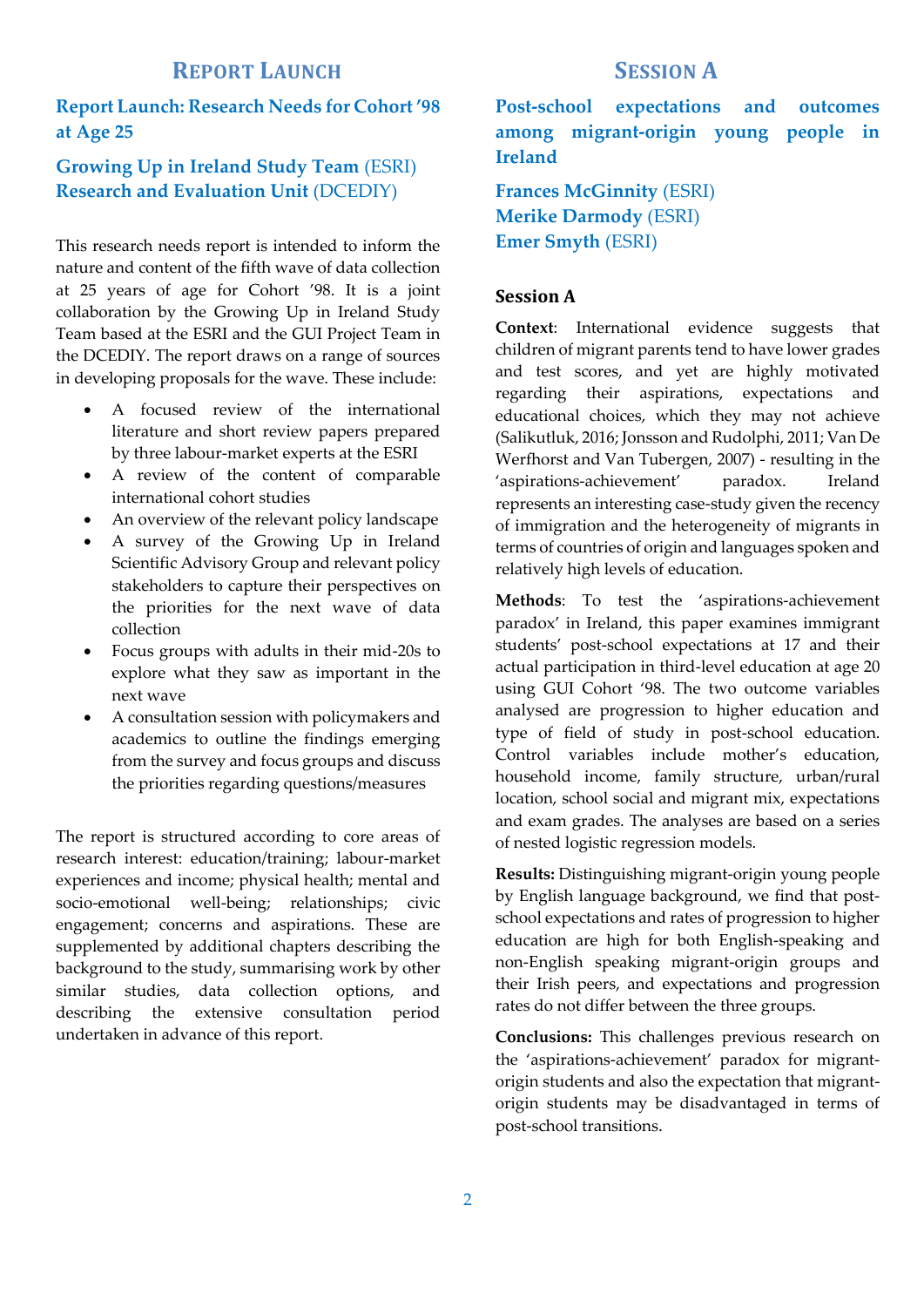## Report Launch

### Report Launch: Research Needs for Cohort '98 at Age 25

**Growing Up in Ireland Study Team** (ESRI)
**Research and Evaluation Unit** (DCEDIY)

This research needs report is intended to inform the nature and content of the fifth wave of data collection at 25 years of age for Cohort '98. It is a joint collaboration by the Growing Up in Ireland Study Team based at the ESRI and the GUI Project Team in the DCEDIY. The report draws on a range of sources in developing proposals for the wave. These include:

- A focused review of the international literature and short review papers prepared by three labour-market experts at the ESRI
- A review of the content of comparable international cohort studies
- An overview of the relevant policy landscape
- A survey of the Growing Up in Ireland Scientific Advisory Group and relevant policy stakeholders to capture their perspectives on the priorities for the next wave of data collection
- Focus groups with adults in their mid-20s to explore what they saw as important in the next wave
- A consultation session with policymakers and academics to outline the findings emerging from the survey and focus groups and discuss the priorities regarding questions/measures

The report is structured according to core areas of research interest: education/training; labour-market experiences and income; physical health; mental and socio-emotional well-being; relationships; civic engagement; concerns and aspirations. These are supplemented by additional chapters describing the background to the study, summarising work by other similar studies, data collection options, and describing the extensive consultation period undertaken in advance of this report.

## Session A

### Post-school expectations and outcomes among migrant-origin young people in Ireland

**Frances McGinnity** (ESRI)
**Merike Darmody** (ESRI)
**Emer Smyth** (ESRI)

**Session A**

**Context**: International evidence suggests that children of migrant parents tend to have lower grades and test scores, and yet are highly motivated regarding their aspirations, expectations and educational choices, which they may not achieve (Salikutluk, 2016; Jonsson and Rudolphi, 2011; Van De Werfhorst and Van Tubergen, 2007) - resulting in the 'aspirations-achievement' paradox. Ireland represents an interesting case-study given the recency of immigration and the heterogeneity of migrants in terms of countries of origin and languages spoken and relatively high levels of education.

**Methods**: To test the 'aspirations-achievement paradox' in Ireland, this paper examines immigrant students' post-school expectations at 17 and their actual participation in third-level education at age 20 using GUI Cohort '98. The two outcome variables analysed are progression to higher education and type of field of study in post-school education. Control variables include mother's education, household income, family structure, urban/rural location, school social and migrant mix, expectations and exam grades. The analyses are based on a series of nested logistic regression models.

**Results:** Distinguishing migrant-origin young people by English language background, we find that post-school expectations and rates of progression to higher education are high for both English-speaking and non-English speaking migrant-origin groups and their Irish peers, and expectations and progression rates do not differ between the three groups.

**Conclusions:** This challenges previous research on the 'aspirations-achievement' paradox for migrant-origin students and also the expectation that migrant-origin students may be disadvantaged in terms of post-school transitions.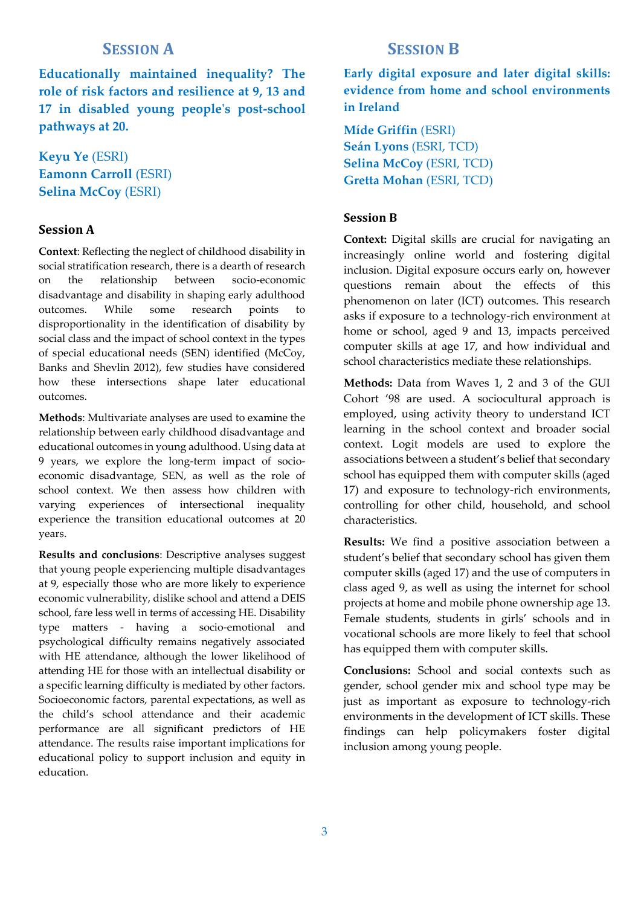## Session A

### Educationally maintained inequality? The role of risk factors and resilience at 9, 13 and 17 in disabled young people's post-school pathways at 20.

**Keyu Ye** (ESRI)
**Eamonn Carroll** (ESRI)
**Selina McCoy** (ESRI)

#### Session A

**Context**: Reflecting the neglect of childhood disability in social stratification research, there is a dearth of research on the relationship between socio-economic disadvantage and disability in shaping early adulthood outcomes. While some research points to disproportionality in the identification of disability by social class and the impact of school context in the types of special educational needs (SEN) identified (McCoy, Banks and Shevlin 2012), few studies have considered how these intersections shape later educational outcomes.

**Methods**: Multivariate analyses are used to examine the relationship between early childhood disadvantage and educational outcomes in young adulthood. Using data at 9 years, we explore the long-term impact of socio-economic disadvantage, SEN, as well as the role of school context. We then assess how children with varying experiences of intersectional inequality experience the transition educational outcomes at 20 years.

**Results and conclusions**: Descriptive analyses suggest that young people experiencing multiple disadvantages at 9, especially those who are more likely to experience economic vulnerability, dislike school and attend a DEIS school, fare less well in terms of accessing HE. Disability type matters - having a socio-emotional and psychological difficulty remains negatively associated with HE attendance, although the lower likelihood of attending HE for those with an intellectual disability or a specific learning difficulty is mediated by other factors. Socioeconomic factors, parental expectations, as well as the child's school attendance and their academic performance are all significant predictors of HE attendance. The results raise important implications for educational policy to support inclusion and equity in education.

## Session B

### Early digital exposure and later digital skills: evidence from home and school environments in Ireland

**Míde Griffin** (ESRI)
**Seán Lyons** (ESRI, TCD)
**Selina McCoy** (ESRI, TCD)
**Gretta Mohan** (ESRI, TCD)

#### Session B

**Context:** Digital skills are crucial for navigating an increasingly online world and fostering digital inclusion. Digital exposure occurs early on, however questions remain about the effects of this phenomenon on later (ICT) outcomes. This research asks if exposure to a technology-rich environment at home or school, aged 9 and 13, impacts perceived computer skills at age 17, and how individual and school characteristics mediate these relationships.

**Methods:** Data from Waves 1, 2 and 3 of the GUI Cohort '98 are used. A sociocultural approach is employed, using activity theory to understand ICT learning in the school context and broader social context. Logit models are used to explore the associations between a student's belief that secondary school has equipped them with computer skills (aged 17) and exposure to technology-rich environments, controlling for other child, household, and school characteristics.

**Results:** We find a positive association between a student's belief that secondary school has given them computer skills (aged 17) and the use of computers in class aged 9, as well as using the internet for school projects at home and mobile phone ownership age 13. Female students, students in girls' schools and in vocational schools are more likely to feel that school has equipped them with computer skills.

**Conclusions:** School and social contexts such as gender, school gender mix and school type may be just as important as exposure to technology-rich environments in the development of ICT skills. These findings can help policymakers foster digital inclusion among young people.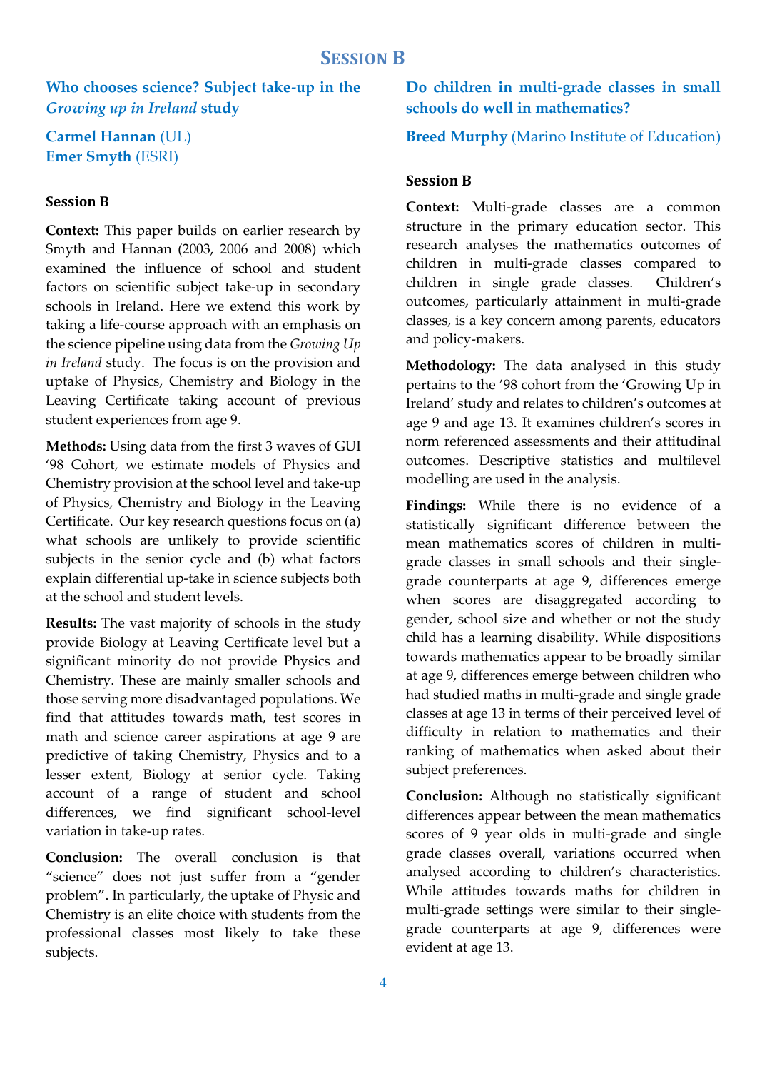# Session B

## Who chooses science? Subject take-up in the *Growing up in Ireland* study

**Carmel Hannan** (UL)
**Emer Smyth** (ESRI)

**Session B**

**Context:** This paper builds on earlier research by Smyth and Hannan (2003, 2006 and 2008) which examined the influence of school and student factors on scientific subject take-up in secondary schools in Ireland. Here we extend this work by taking a life-course approach with an emphasis on the science pipeline using data from the *Growing Up in Ireland* study. The focus is on the provision and uptake of Physics, Chemistry and Biology in the Leaving Certificate taking account of previous student experiences from age 9.

**Methods:** Using data from the first 3 waves of GUI '98 Cohort, we estimate models of Physics and Chemistry provision at the school level and take-up of Physics, Chemistry and Biology in the Leaving Certificate. Our key research questions focus on (a) what schools are unlikely to provide scientific subjects in the senior cycle and (b) what factors explain differential up-take in science subjects both at the school and student levels.

**Results:** The vast majority of schools in the study provide Biology at Leaving Certificate level but a significant minority do not provide Physics and Chemistry. These are mainly smaller schools and those serving more disadvantaged populations. We find that attitudes towards math, test scores in math and science career aspirations at age 9 are predictive of taking Chemistry, Physics and to a lesser extent, Biology at senior cycle. Taking account of a range of student and school differences, we find significant school-level variation in take-up rates.

**Conclusion:** The overall conclusion is that "science" does not just suffer from a "gender problem". In particularly, the uptake of Physic and Chemistry is an elite choice with students from the professional classes most likely to take these subjects.

## Do children in multi-grade classes in small schools do well in mathematics?

**Breed Murphy** (Marino Institute of Education)

**Session B**

**Context:** Multi-grade classes are a common structure in the primary education sector. This research analyses the mathematics outcomes of children in multi-grade classes compared to children in single grade classes. Children's outcomes, particularly attainment in multi-grade classes, is a key concern among parents, educators and policy-makers.

**Methodology:** The data analysed in this study pertains to the '98 cohort from the 'Growing Up in Ireland' study and relates to children's outcomes at age 9 and age 13. It examines children's scores in norm referenced assessments and their attitudinal outcomes. Descriptive statistics and multilevel modelling are used in the analysis.

**Findings:** While there is no evidence of a statistically significant difference between the mean mathematics scores of children in multi-grade classes in small schools and their single-grade counterparts at age 9, differences emerge when scores are disaggregated according to gender, school size and whether or not the study child has a learning disability. While dispositions towards mathematics appear to be broadly similar at age 9, differences emerge between children who had studied maths in multi-grade and single grade classes at age 13 in terms of their perceived level of difficulty in relation to mathematics and their ranking of mathematics when asked about their subject preferences.

**Conclusion:** Although no statistically significant differences appear between the mean mathematics scores of 9 year olds in multi-grade and single grade classes overall, variations occurred when analysed according to children's characteristics. While attitudes towards maths for children in multi-grade settings were similar to their single-grade counterparts at age 9, differences were evident at age 13.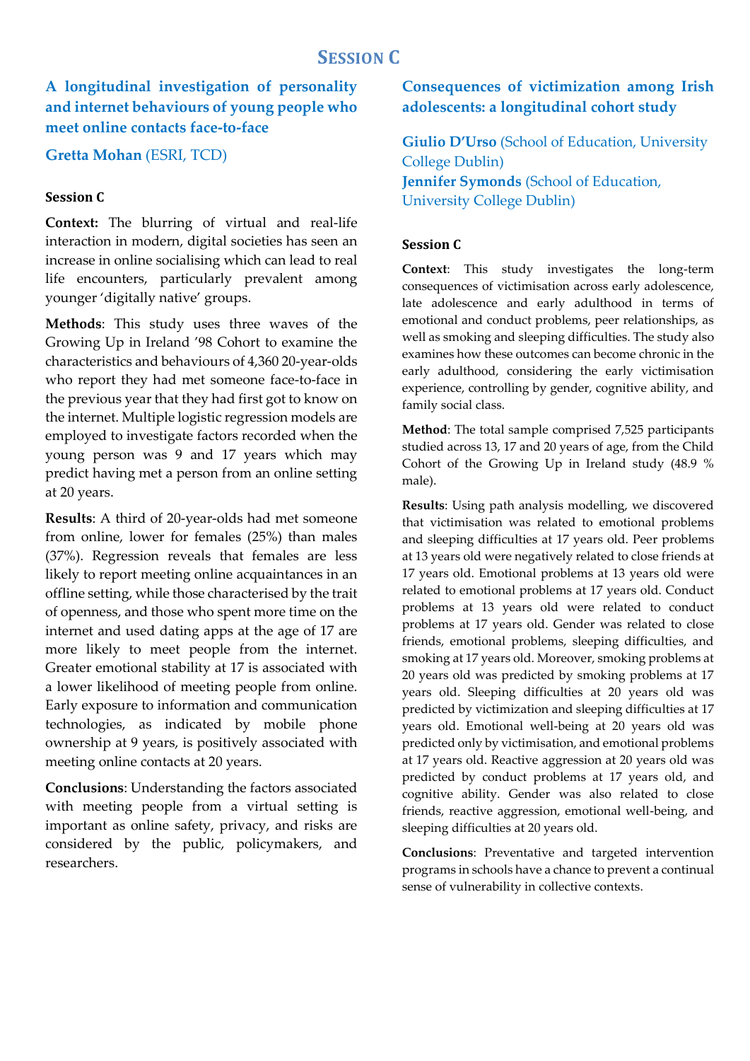# Session C

## A longitudinal investigation of personality and internet behaviours of young people who meet online contacts face-to-face

**Gretta Mohan** (ESRI, TCD)

**Session C**

**Context:** The blurring of virtual and real-life interaction in modern, digital societies has seen an increase in online socialising which can lead to real life encounters, particularly prevalent among younger 'digitally native' groups.

**Methods**: This study uses three waves of the Growing Up in Ireland '98 Cohort to examine the characteristics and behaviours of 4,360 20-year-olds who report they had met someone face-to-face in the previous year that they had first got to know on the internet. Multiple logistic regression models are employed to investigate factors recorded when the young person was 9 and 17 years which may predict having met a person from an online setting at 20 years.

**Results**: A third of 20-year-olds had met someone from online, lower for females (25%) than males (37%). Regression reveals that females are less likely to report meeting online acquaintances in an offline setting, while those characterised by the trait of openness, and those who spent more time on the internet and used dating apps at the age of 17 are more likely to meet people from the internet. Greater emotional stability at 17 is associated with a lower likelihood of meeting people from online. Early exposure to information and communication technologies, as indicated by mobile phone ownership at 9 years, is positively associated with meeting online contacts at 20 years.

**Conclusions**: Understanding the factors associated with meeting people from a virtual setting is important as online safety, privacy, and risks are considered by the public, policymakers, and researchers.

## Consequences of victimization among Irish adolescents: a longitudinal cohort study

**Giulio D'Urso** (School of Education, University College Dublin)
**Jennifer Symonds** (School of Education, University College Dublin)

**Session C**

**Context**: This study investigates the long-term consequences of victimisation across early adolescence, late adolescence and early adulthood in terms of emotional and conduct problems, peer relationships, as well as smoking and sleeping difficulties. The study also examines how these outcomes can become chronic in the early adulthood, considering the early victimisation experience, controlling by gender, cognitive ability, and family social class.

**Method**: The total sample comprised 7,525 participants studied across 13, 17 and 20 years of age, from the Child Cohort of the Growing Up in Ireland study (48.9 % male).

**Results**: Using path analysis modelling, we discovered that victimisation was related to emotional problems and sleeping difficulties at 17 years old. Peer problems at 13 years old were negatively related to close friends at 17 years old. Emotional problems at 13 years old were related to emotional problems at 17 years old. Conduct problems at 13 years old were related to conduct problems at 17 years old. Gender was related to close friends, emotional problems, sleeping difficulties, and smoking at 17 years old. Moreover, smoking problems at 20 years old was predicted by smoking problems at 17 years old. Sleeping difficulties at 20 years old was predicted by victimization and sleeping difficulties at 17 years old. Emotional well-being at 20 years old was predicted only by victimisation, and emotional problems at 17 years old. Reactive aggression at 20 years old was predicted by conduct problems at 17 years old, and cognitive ability. Gender was also related to close friends, reactive aggression, emotional well-being, and sleeping difficulties at 20 years old.

**Conclusions**: Preventative and targeted intervention programs in schools have a chance to prevent a continual sense of vulnerability in collective contexts.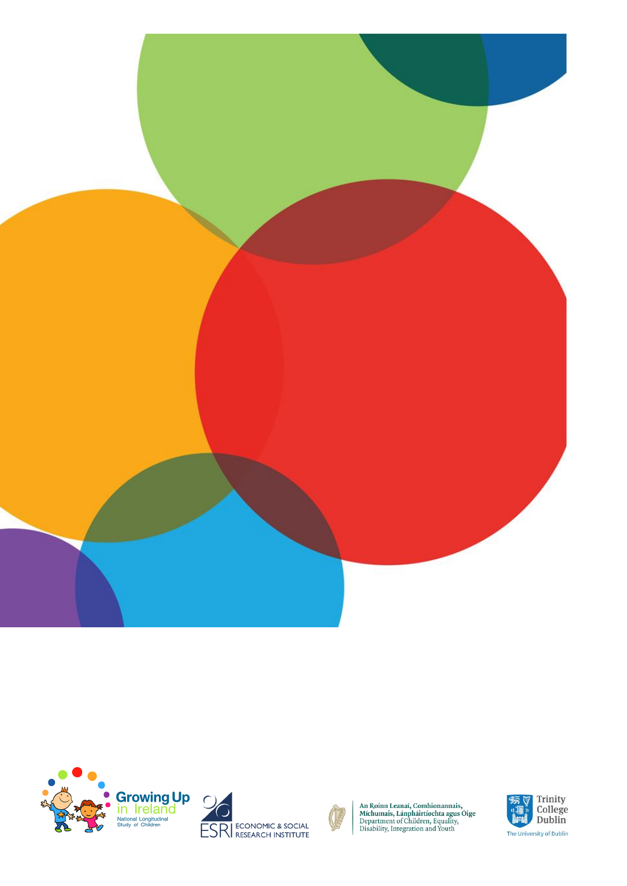Growing Up in Ireland

National Longitudinal Study of Children

ESRI ECONOMIC & SOCIAL RESEARCH INSTITUTE

An Roinn Leanaí, Comhionannais, Míchumais, Lánpháirtíochta agus Óige
Department of Children, Equality, Disability, Integration and Youth

Trinity College Dublin
The University of Dublin